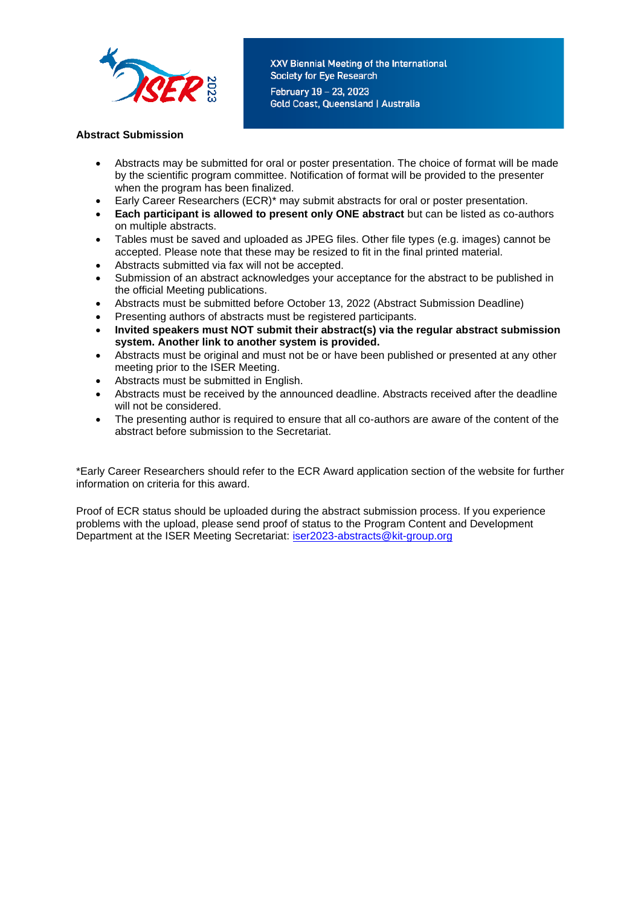XXV Biennial Meeting of the International Society for Eye Research

February 19 – 23, 2023

Gold Coast, Queensland | Australia

**Abstract Submission**

- Abstracts may be submitted for oral or poster presentation. The choice of format will be made by the scientific program committee. Notification of format will be provided to the presenter when the program has been finalized.
- Early Career Researchers (ECR)* may submit abstracts for oral or poster presentation.
- **Each participant is allowed to present only ONE abstract** but can be listed as co-authors on multiple abstracts.
- Tables must be saved and uploaded as JPEG files. Other file types (e.g. images) cannot be accepted. Please note that these may be resized to fit in the final printed material.
- Abstracts submitted via fax will not be accepted.
- Submission of an abstract acknowledges your acceptance for the abstract to be published in the official Meeting publications.
- Abstracts must be submitted before October 13, 2022 (Abstract Submission Deadline)
- Presenting authors of abstracts must be registered participants.
- **Invited speakers must NOT submit their abstract(s) via the regular abstract submission system. Another link to another system is provided.**
- Abstracts must be original and must not be or have been published or presented at any other meeting prior to the ISER Meeting.
- Abstracts must be submitted in English.
- Abstracts must be received by the announced deadline. Abstracts received after the deadline will not be considered.
- The presenting author is required to ensure that all co-authors are aware of the content of the abstract before submission to the Secretariat.

*Early Career Researchers should refer to the ECR Award application section of the website for further information on criteria for this award.

Proof of ECR status should be uploaded during the abstract submission process. If you experience problems with the upload, please send proof of status to the Program Content and Development Department at the ISER Meeting Secretariat: iser2023-abstracts@kit-group.org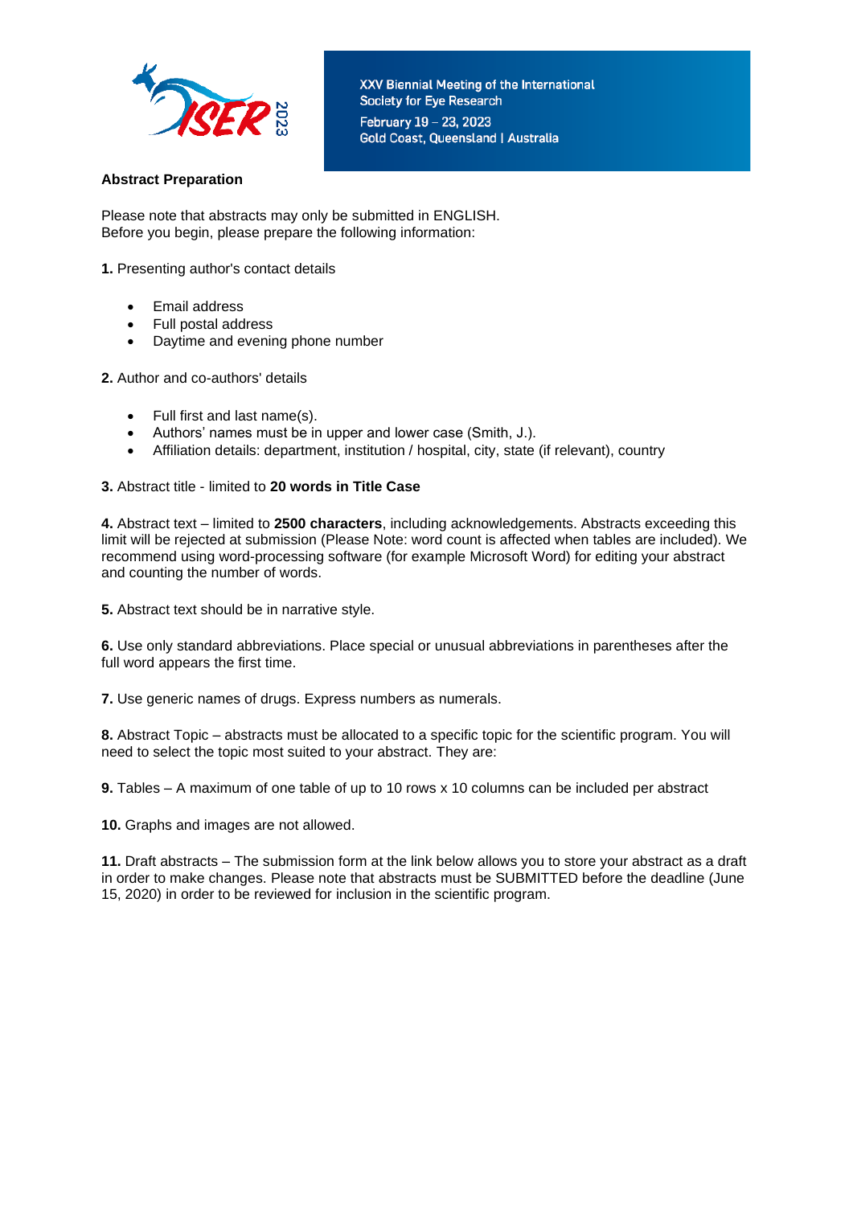XXV Biennial Meeting of the International Society for Eye Research
February 19 – 23, 2023
Gold Coast, Queensland | Australia

**Abstract Preparation**

Please note that abstracts may only be submitted in ENGLISH.
Before you begin, please prepare the following information:

**1.** Presenting author's contact details

- Email address
- Full postal address
- Daytime and evening phone number

**2.** Author and co-authors' details

- Full first and last name(s).
- Authors' names must be in upper and lower case (Smith, J.).
- Affiliation details: department, institution / hospital, city, state (if relevant), country

**3.** Abstract title - limited to **20 words in Title Case**

**4.** Abstract text – limited to **2500 characters**, including acknowledgements. Abstracts exceeding this limit will be rejected at submission (Please Note: word count is affected when tables are included). We recommend using word-processing software (for example Microsoft Word) for editing your abstract and counting the number of words.

**5.** Abstract text should be in narrative style.

**6.** Use only standard abbreviations. Place special or unusual abbreviations in parentheses after the full word appears the first time.

**7.** Use generic names of drugs. Express numbers as numerals.

**8.** Abstract Topic – abstracts must be allocated to a specific topic for the scientific program. You will need to select the topic most suited to your abstract. They are:

**9.** Tables – A maximum of one table of up to 10 rows x 10 columns can be included per abstract

**10.** Graphs and images are not allowed.

**11.** Draft abstracts – The submission form at the link below allows you to store your abstract as a draft in order to make changes. Please note that abstracts must be SUBMITTED before the deadline (June 15, 2020) in order to be reviewed for inclusion in the scientific program.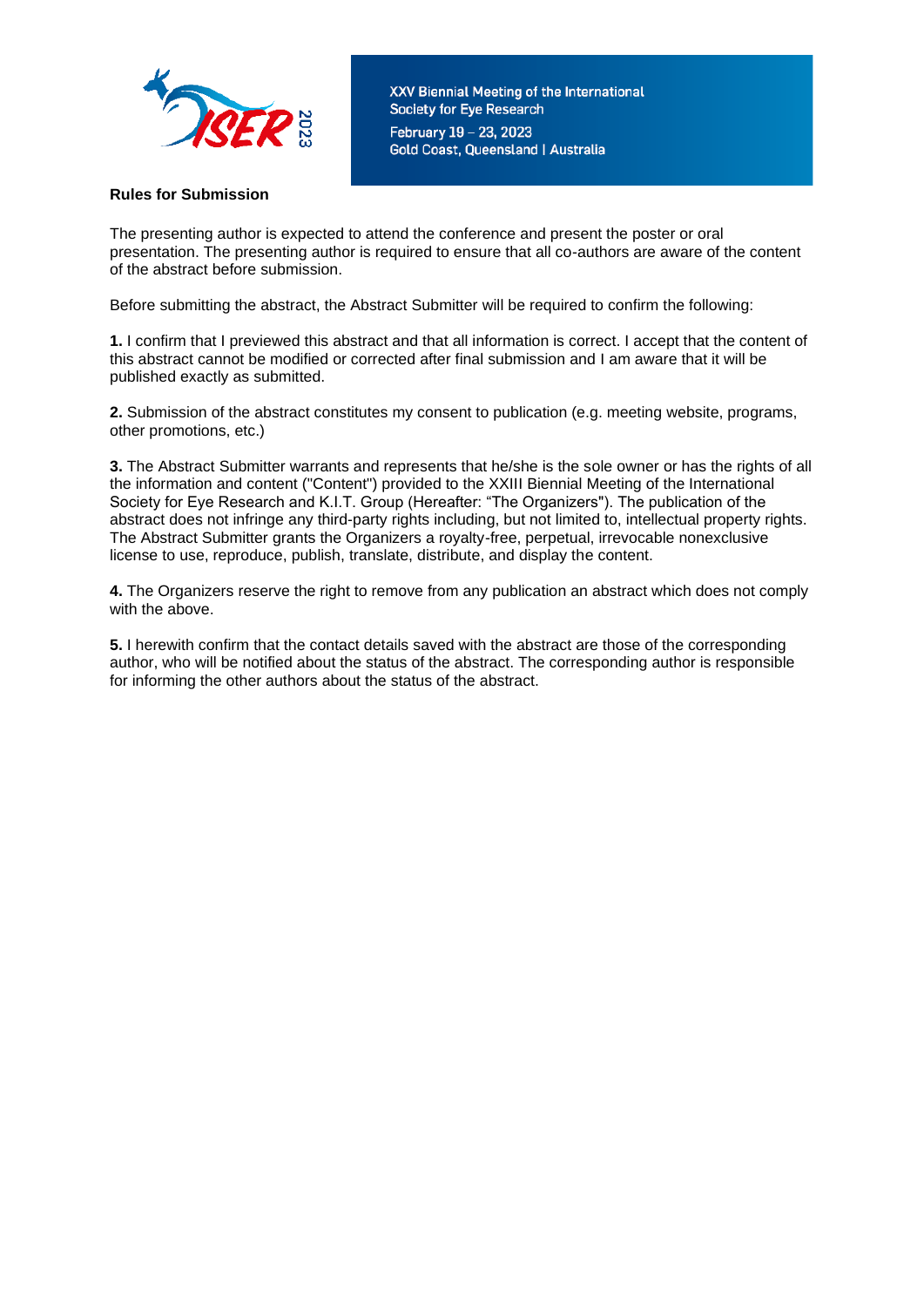## Rules for Submission

The presenting author is expected to attend the conference and present the poster or oral presentation. The presenting author is required to ensure that all co-authors are aware of the content of the abstract before submission.

Before submitting the abstract, the Abstract Submitter will be required to confirm the following:

**1.** I confirm that I previewed this abstract and that all information is correct. I accept that the content of this abstract cannot be modified or corrected after final submission and I am aware that it will be published exactly as submitted.

**2.** Submission of the abstract constitutes my consent to publication (e.g. meeting website, programs, other promotions, etc.)

**3.** The Abstract Submitter warrants and represents that he/she is the sole owner or has the rights of all the information and content ("Content") provided to the XXIII Biennial Meeting of the International Society for Eye Research and K.I.T. Group (Hereafter: "The Organizers"). The publication of the abstract does not infringe any third-party rights including, but not limited to, intellectual property rights. The Abstract Submitter grants the Organizers a royalty-free, perpetual, irrevocable nonexclusive license to use, reproduce, publish, translate, distribute, and display the content.

**4.** The Organizers reserve the right to remove from any publication an abstract which does not comply with the above.

**5.** I herewith confirm that the contact details saved with the abstract are those of the corresponding author, who will be notified about the status of the abstract. The corresponding author is responsible for informing the other authors about the status of the abstract.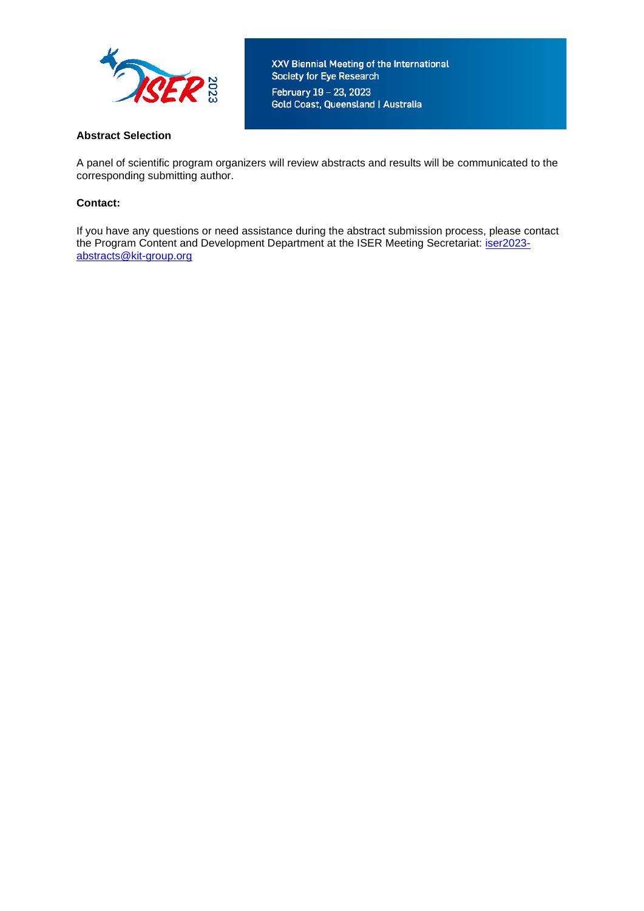**Abstract Selection**

A panel of scientific program organizers will review abstracts and results will be communicated to the corresponding submitting author.

**Contact:**

If you have any questions or need assistance during the abstract submission process, please contact the Program Content and Development Department at the ISER Meeting Secretariat: iser2023-abstracts@kit-group.org